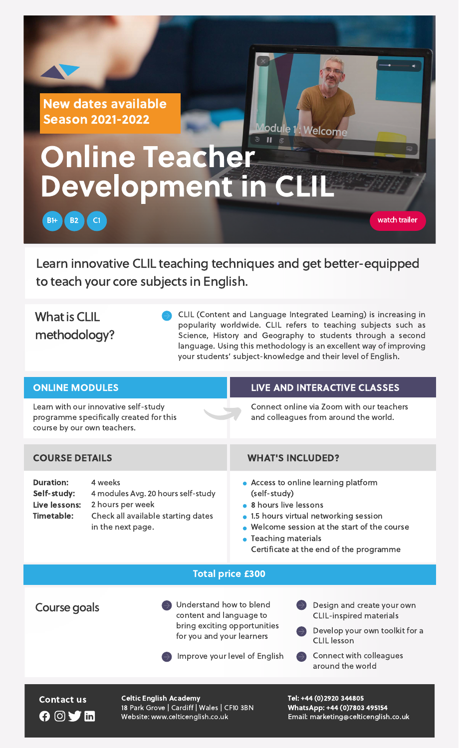New dates available
Season 2021-2022

# Online Teacher Development in CLIL

B1+ B2 C1

watch trailer

Learn innovative CLIL teaching techniques and get better-equipped to teach your core subjects in English.

## What is CLIL methodology?

CLIL (Content and Language Integrated Learning) is increasing in popularity worldwide. CLIL refers to teaching subjects such as Science, History and Geography to students through a second language. Using this methodology is an excellent way of improving your students' subject-knowledge and their level of English.

## ONLINE MODULES

Learn with our innovative self-study programme specifically created for this course by our own teachers.

## LIVE AND INTERACTIVE CLASSES

Connect online via Zoom with our teachers and colleagues from around the world.

## COURSE DETAILS

**Duration:** 4 weeks
**Self-study:** 4 modules Avg. 20 hours self-study
**Live lessons:** 2 hours per week
**Timetable:** Check all available starting dates in the next page.

## WHAT'S INCLUDED?

- Access to online learning platform (self-study)
- 8 hours live lessons
- 1.5 hours virtual networking session
- Welcome session at the start of the course
- Teaching materials
  Certificate at the end of the programme

**Total price £300**

## Course goals

- Understand how to blend content and language to bring exciting opportunities for you and your learners
- Improve your level of English
- Design and create your own CLIL-inspired materials
- Develop your own toolkit for a CLIL lesson
- Connect with colleagues around the world

**Contact us**

**Celtic English Academy**
18 Park Grove | Cardiff | Wales | CF10 3BN
Website: www.celticenglish.co.uk

**Tel: +44 (0)2920 344805**
**WhatsApp: +44 (0)7803 495154**
Email: marketing@celticenglish.co.uk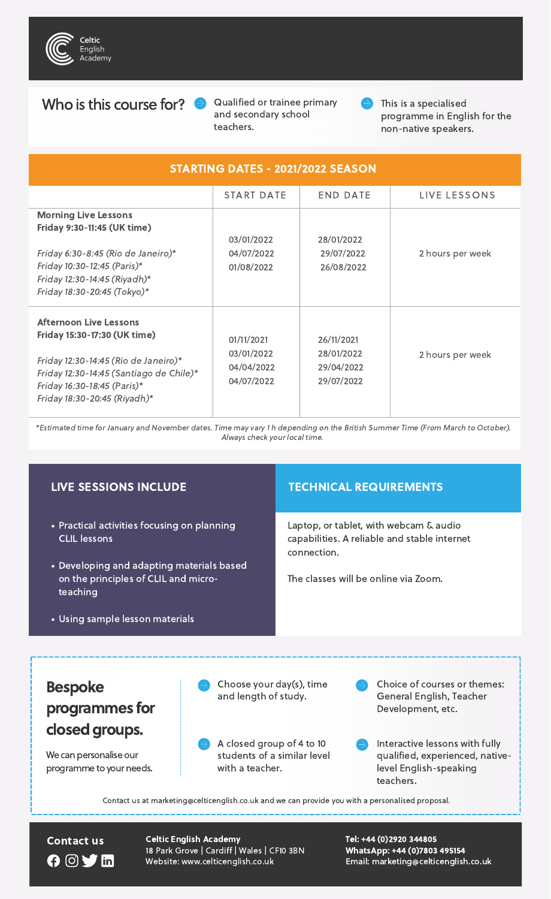Celtic English Academy

## Who is this course for?

- Qualified or trainee primary and secondary school teachers.
- This is a specialised programme in English for the non-native speakers.

## STARTING DATES - 2021/2022 SEASON

| | START DATE | END DATE | LIVE LESSONS |
|---|---|---|---|
| **Morning Live Lessons**<br>**Friday 9:30-11:45 (UK time)**<br><br>*Friday 6:30-8:45 (Rio de Janeiro)\**<br>*Friday 10:30-12:45 (Paris)\**<br>*Friday 12:30-14:45 (Riyadh)\**<br>*Friday 18:30-20:45 (Tokyo)\** | 03/01/2022<br>04/07/2022<br>01/08/2022 | 28/01/2022<br>29/07/2022<br>26/08/2022 | 2 hours per week |
| **Afternoon Live Lessons**<br>**Friday 15:30-17:30 (UK time)**<br><br>*Friday 12:30-14:45 (Rio de Janeiro)\**<br>*Friday 12:30-14:45 (Santiago de Chile)\**<br>*Friday 16:30-18:45 (Paris)\**<br>*Friday 18:30-20:45 (Riyadh)\** | 01/11/2021<br>03/01/2022<br>04/04/2022<br>04/07/2022 | 26/11/2021<br>28/01/2022<br>29/04/2022<br>29/07/2022 | 2 hours per week |

*\*Estimated time for January and November dates. Time may vary 1 h depending on the British Summer Time (From March to October). Always check your local time.*

## LIVE SESSIONS INCLUDE

- Practical activities focusing on planning CLIL lessons
- Developing and adapting materials based on the principles of CLIL and micro-teaching
- Using sample lesson materials

## TECHNICAL REQUIREMENTS

Laptop, or tablet, with webcam & audio capabilities. A reliable and stable internet connection.

The classes will be online via Zoom.

## Bespoke programmes for closed groups.

We can personalise our programme to your needs.

- Choose your day(s), time and length of study.
- A closed group of 4 to 10 students of a similar level with a teacher.
- Choice of courses or themes: General English, Teacher Development, etc.
- Interactive lessons with fully qualified, experienced, native-level English-speaking teachers.

Contact us at marketing@celticenglish.co.uk and we can provide you with a personalised proposal.

**Contact us**

**Celtic English Academy**
18 Park Grove | Cardiff | Wales | CF10 3BN
Website: www.celticenglish.co.uk

**Tel: +44 (0)2920 344805**
**WhatsApp: +44 (0)7803 495154**
**Email: marketing@celticenglish.co.uk**